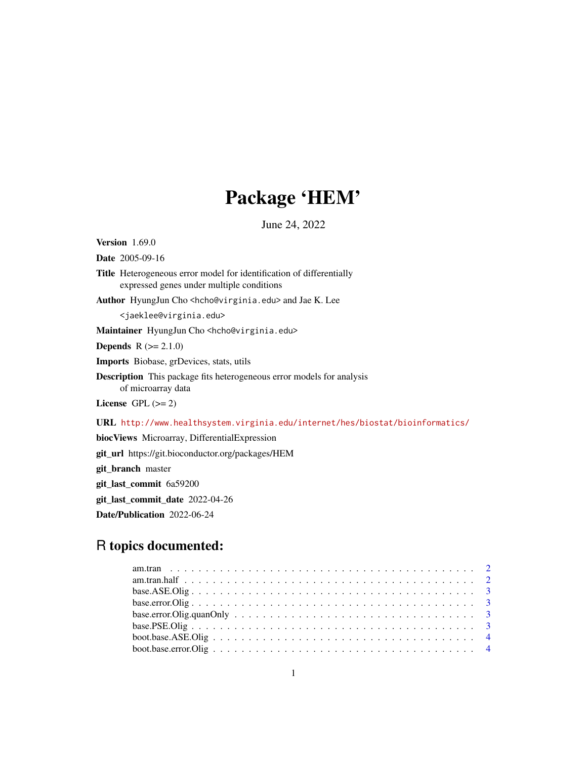# Package 'HEM'

June 24, 2022

**Version** 1.69.0

**Date** 2005-09-16

**Title** Heterogeneous error model for identification of differentially expressed genes under multiple conditions

**Author** HyungJun Cho <hcho@virginia.edu> and Jae K. Lee <jaeklee@virginia.edu>

**Maintainer** HyungJun Cho <hcho@virginia.edu>

**Depends** R (>= 2.1.0)

**Imports** Biobase, grDevices, stats, utils

**Description** This package fits heterogeneous error models for analysis of microarray data

**License** GPL (>= 2)

**URL** http://www.healthsystem.virginia.edu/internet/hes/biostat/bioinformatics/

**biocViews** Microarray, DifferentialExpression

**git_url** https://git.bioconductor.org/packages/HEM

**git_branch** master

**git_last_commit** 6a59200

**git_last_commit_date** 2022-04-26

**Date/Publication** 2022-06-24

## R topics documented:

- am.tran . . . . . . . . . . 2
- am.tran.half . . . . . . . . . . 2
- base.ASE.Olig . . . . . . . . . . 3
- base.error.Olig . . . . . . . . . . 3
- base.error.Olig.quanOnly . . . . . . . . . . 3
- base.PSE.Olig . . . . . . . . . . 3
- boot.base.ASE.Olig . . . . . . . . . . 4
- boot.base.error.Olig . . . . . . . . . . 4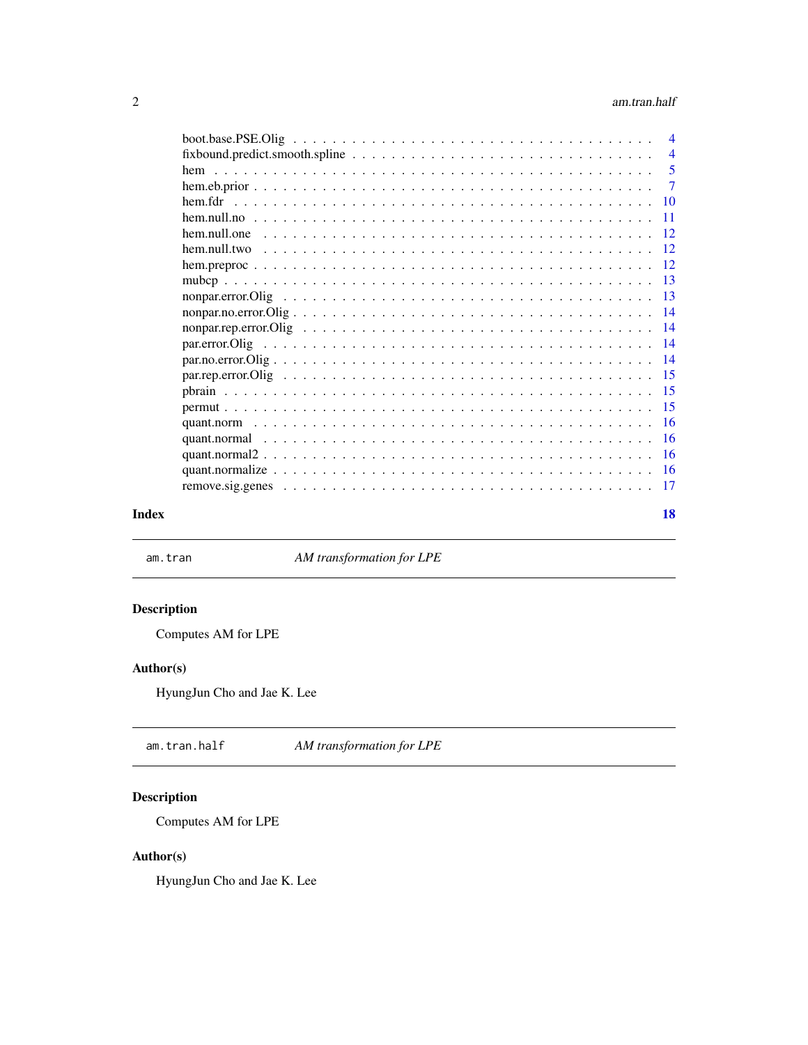boot.base.PSE.Olig . . . . . . . . . . . . . . . . . . . . . . . . . . . . . . . . . . . . 4
fixbound.predict.smooth.spline . . . . . . . . . . . . . . . . . . . . . . . . . . . . . . 4
hem . . . . . . . . . . . . . . . . . . . . . . . . . . . . . . . . . . . . . . . . . . . 5
hem.eb.prior . . . . . . . . . . . . . . . . . . . . . . . . . . . . . . . . . . . . . . . 7
hem.fdr . . . . . . . . . . . . . . . . . . . . . . . . . . . . . . . . . . . . . . . . . 10
hem.null.no . . . . . . . . . . . . . . . . . . . . . . . . . . . . . . . . . . . . . . . 11
hem.null.one . . . . . . . . . . . . . . . . . . . . . . . . . . . . . . . . . . . . . . 12
hem.null.two . . . . . . . . . . . . . . . . . . . . . . . . . . . . . . . . . . . . . . 12
hem.preproc . . . . . . . . . . . . . . . . . . . . . . . . . . . . . . . . . . . . . . . 12
mubcp . . . . . . . . . . . . . . . . . . . . . . . . . . . . . . . . . . . . . . . . . . 13
nonpar.error.Olig . . . . . . . . . . . . . . . . . . . . . . . . . . . . . . . . . . . . 13
nonpar.no.error.Olig . . . . . . . . . . . . . . . . . . . . . . . . . . . . . . . . . . . 14
nonpar.rep.error.Olig . . . . . . . . . . . . . . . . . . . . . . . . . . . . . . . . . . 14
par.error.Olig . . . . . . . . . . . . . . . . . . . . . . . . . . . . . . . . . . . . . . 14
par.no.error.Olig . . . . . . . . . . . . . . . . . . . . . . . . . . . . . . . . . . . . . 14
par.rep.error.Olig . . . . . . . . . . . . . . . . . . . . . . . . . . . . . . . . . . . . 15
pbrain . . . . . . . . . . . . . . . . . . . . . . . . . . . . . . . . . . . . . . . . . . 15
permut . . . . . . . . . . . . . . . . . . . . . . . . . . . . . . . . . . . . . . . . . . 15
quant.norm . . . . . . . . . . . . . . . . . . . . . . . . . . . . . . . . . . . . . . . . 16
quant.normal . . . . . . . . . . . . . . . . . . . . . . . . . . . . . . . . . . . . . . . 16
quant.normal2 . . . . . . . . . . . . . . . . . . . . . . . . . . . . . . . . . . . . . . . 16
quant.normalize . . . . . . . . . . . . . . . . . . . . . . . . . . . . . . . . . . . . . . 16
remove.sig.genes . . . . . . . . . . . . . . . . . . . . . . . . . . . . . . . . . . . . . 17

**Index** **18**

---

`am.tran` *AM transformation for LPE*

---

### Description

Computes AM for LPE

### Author(s)

HyungJun Cho and Jae K. Lee

---

`am.tran.half` *AM transformation for LPE*

---

### Description

Computes AM for LPE

### Author(s)

HyungJun Cho and Jae K. Lee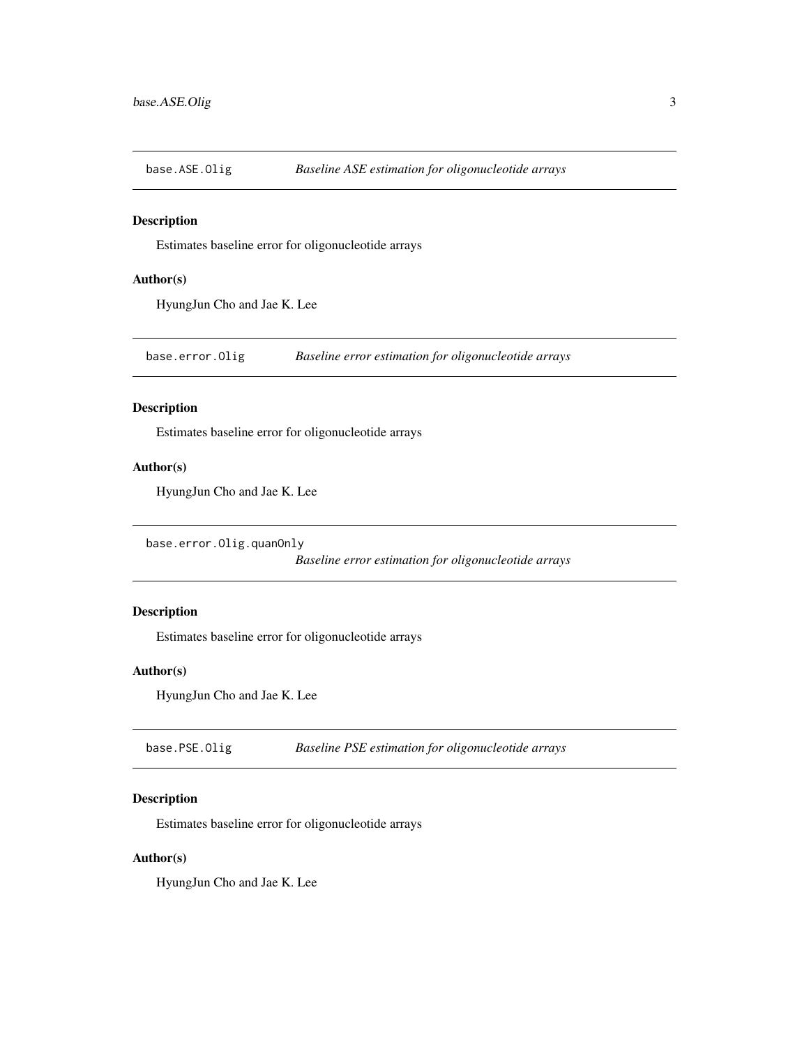## base.ASE.Olig *Baseline ASE estimation for oligonucleotide arrays*

### Description

Estimates baseline error for oligonucleotide arrays

### Author(s)

HyungJun Cho and Jae K. Lee

## base.error.Olig *Baseline error estimation for oligonucleotide arrays*

### Description

Estimates baseline error for oligonucleotide arrays

### Author(s)

HyungJun Cho and Jae K. Lee

## base.error.Olig.quanOnly *Baseline error estimation for oligonucleotide arrays*

### Description

Estimates baseline error for oligonucleotide arrays

### Author(s)

HyungJun Cho and Jae K. Lee

## base.PSE.Olig *Baseline PSE estimation for oligonucleotide arrays*

### Description

Estimates baseline error for oligonucleotide arrays

### Author(s)

HyungJun Cho and Jae K. Lee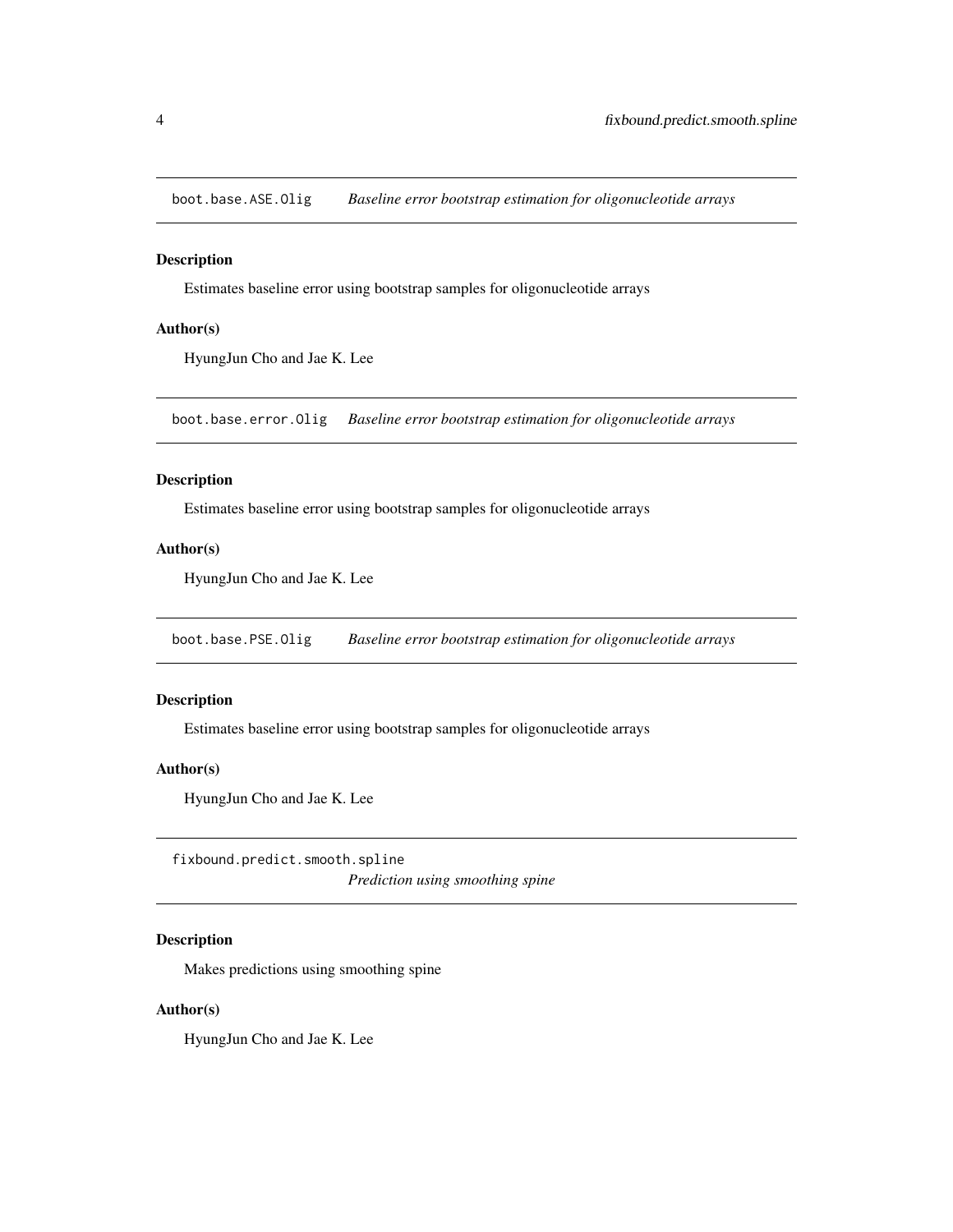## boot.base.ASE.Olig    *Baseline error bootstrap estimation for oligonucleotide arrays*

### Description

Estimates baseline error using bootstrap samples for oligonucleotide arrays

### Author(s)

HyungJun Cho and Jae K. Lee

## boot.base.error.Olig    *Baseline error bootstrap estimation for oligonucleotide arrays*

### Description

Estimates baseline error using bootstrap samples for oligonucleotide arrays

### Author(s)

HyungJun Cho and Jae K. Lee

## boot.base.PSE.Olig    *Baseline error bootstrap estimation for oligonucleotide arrays*

### Description

Estimates baseline error using bootstrap samples for oligonucleotide arrays

### Author(s)

HyungJun Cho and Jae K. Lee

## fixbound.predict.smooth.spline    *Prediction using smoothing spine*

### Description

Makes predictions using smoothing spine

### Author(s)

HyungJun Cho and Jae K. Lee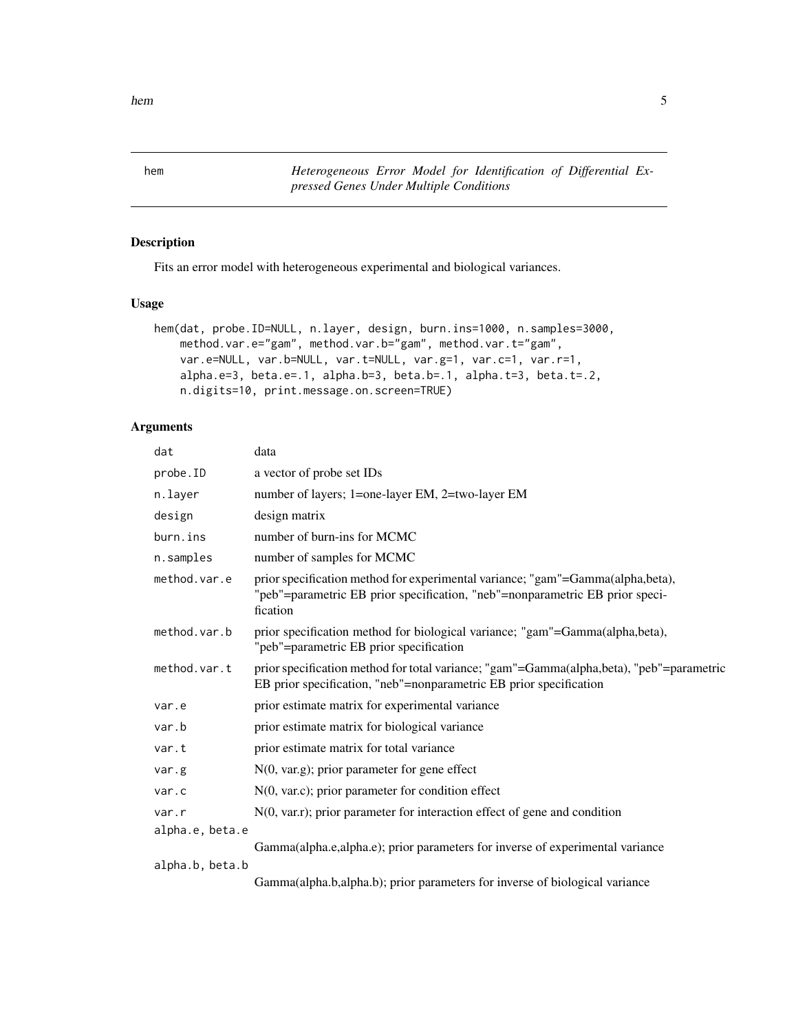hem — *Heterogeneous Error Model for Identification of Differential Expressed Genes Under Multiple Conditions*

## Description

Fits an error model with heterogeneous experimental and biological variances.

## Usage

```
hem(dat, probe.ID=NULL, n.layer, design, burn.ins=1000, n.samples=3000,
    method.var.e="gam", method.var.b="gam", method.var.t="gam",
    var.e=NULL, var.b=NULL, var.t=NULL, var.g=1, var.c=1, var.r=1,
    alpha.e=3, beta.e=.1, alpha.b=3, beta.b=.1, alpha.t=3, beta.t=.2,
    n.digits=10, print.message.on.screen=TRUE)
```

## Arguments

| | |
|---|---|
| `dat` | data |
| `probe.ID` | a vector of probe set IDs |
| `n.layer` | number of layers; 1=one-layer EM, 2=two-layer EM |
| `design` | design matrix |
| `burn.ins` | number of burn-ins for MCMC |
| `n.samples` | number of samples for MCMC |
| `method.var.e` | prior specification method for experimental variance; "gam"=Gamma(alpha,beta), "peb"=parametric EB prior specification, "neb"=nonparametric EB prior specification |
| `method.var.b` | prior specification method for biological variance; "gam"=Gamma(alpha,beta), "peb"=parametric EB prior specification |
| `method.var.t` | prior specification method for total variance; "gam"=Gamma(alpha,beta), "peb"=parametric EB prior specification, "neb"=nonparametric EB prior specification |
| `var.e` | prior estimate matrix for experimental variance |
| `var.b` | prior estimate matrix for biological variance |
| `var.t` | prior estimate matrix for total variance |
| `var.g` | N(0, var.g); prior parameter for gene effect |
| `var.c` | N(0, var.c); prior parameter for condition effect |
| `var.r` | N(0, var.r); prior parameter for interaction effect of gene and condition |
| `alpha.e, beta.e` | Gamma(alpha.e,alpha.e); prior parameters for inverse of experimental variance |
| `alpha.b, beta.b` | Gamma(alpha.b,alpha.b); prior parameters for inverse of biological variance |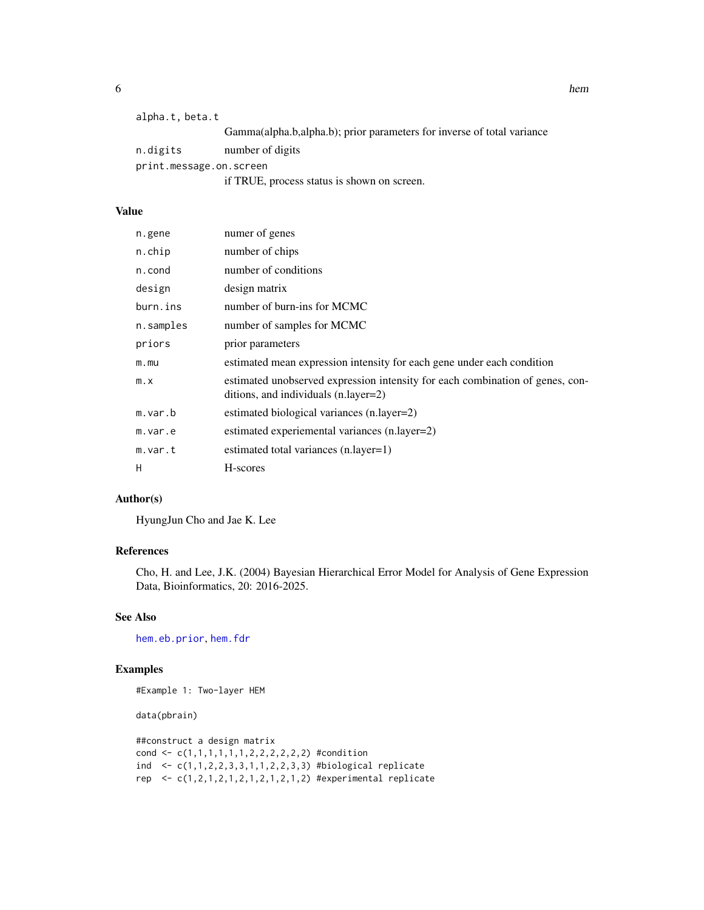alpha.t, beta.t
: Gamma(alpha.b,alpha.b); prior parameters for inverse of total variance

n.digits
: number of digits

print.message.on.screen
: if TRUE, process status is shown on screen.

## Value

| | |
|---|---|
| n.gene | numer of genes |
| n.chip | number of chips |
| n.cond | number of conditions |
| design | design matrix |
| burn.ins | number of burn-ins for MCMC |
| n.samples | number of samples for MCMC |
| priors | prior parameters |
| m.mu | estimated mean expression intensity for each gene under each condition |
| m.x | estimated unobserved expression intensity for each combination of genes, conditions, and individuals (n.layer=2) |
| m.var.b | estimated biological variances (n.layer=2) |
| m.var.e | estimated experiemental variances (n.layer=2) |
| m.var.t | estimated total variances (n.layer=1) |
| H | H-scores |

## Author(s)

HyungJun Cho and Jae K. Lee

## References

Cho, H. and Lee, J.K. (2004) Bayesian Hierarchical Error Model for Analysis of Gene Expression Data, Bioinformatics, 20: 2016-2025.

## See Also

hem.eb.prior, hem.fdr

## Examples

```
#Example 1: Two-layer HEM

data(pbrain)

##construct a design matrix
cond <- c(1,1,1,1,1,1,2,2,2,2,2,2) #condition
ind  <- c(1,1,2,2,3,3,1,1,2,2,3,3) #biological replicate
rep  <- c(1,2,1,2,1,2,1,2,1,2,1,2) #experimental replicate
```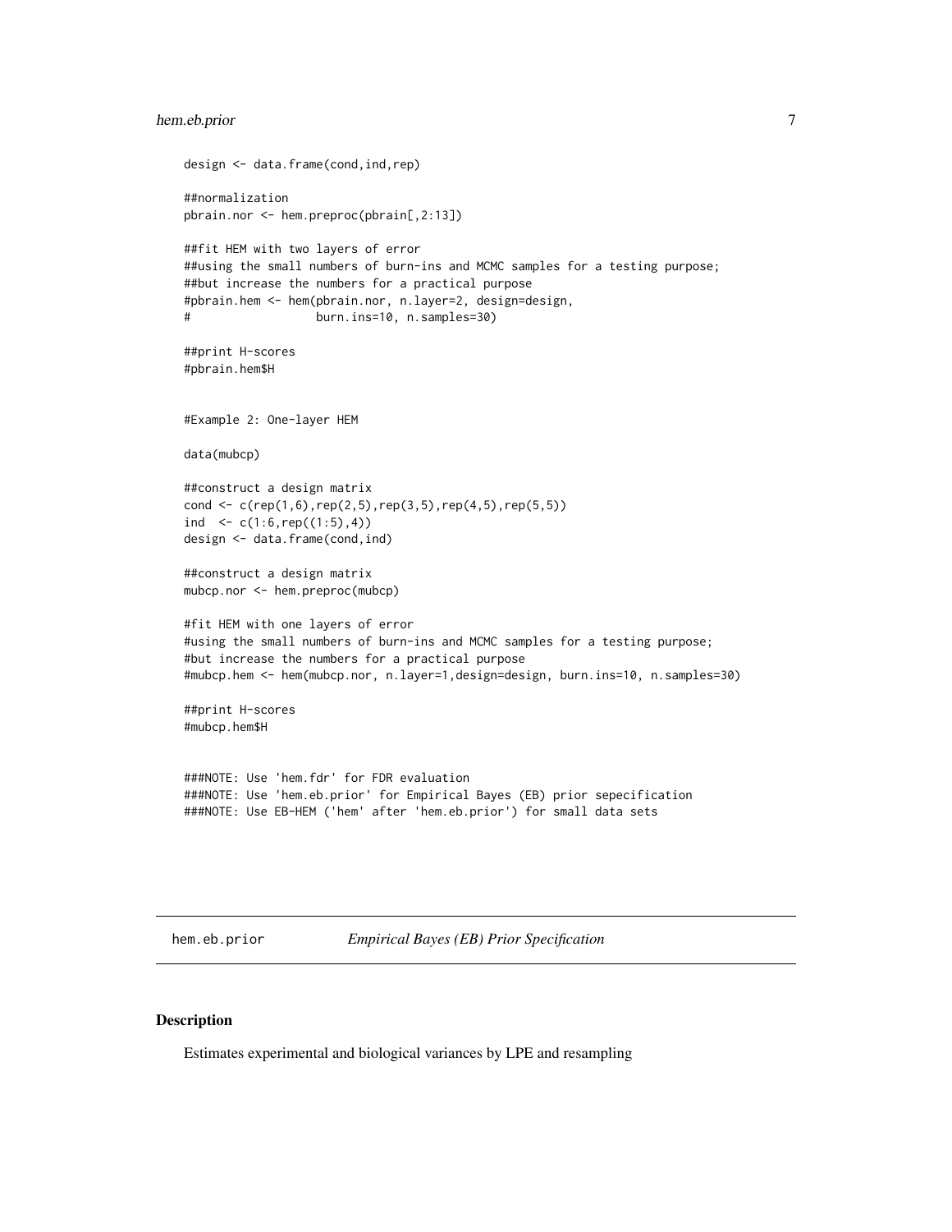```
design <- data.frame(cond,ind,rep)

##normalization
pbrain.nor <- hem.preproc(pbrain[,2:13])

##fit HEM with two layers of error
##using the small numbers of burn-ins and MCMC samples for a testing purpose;
##but increase the numbers for a practical purpose
#pbrain.hem <- hem(pbrain.nor, n.layer=2, design=design,
#                  burn.ins=10, n.samples=30)

##print H-scores
#pbrain.hem$H


#Example 2: One-layer HEM

data(mubcp)

##construct a design matrix
cond <- c(rep(1,6),rep(2,5),rep(3,5),rep(4,5),rep(5,5))
ind  <- c(1:6,rep((1:5),4))
design <- data.frame(cond,ind)

##construct a design matrix
mubcp.nor <- hem.preproc(mubcp)

#fit HEM with one layers of error
#using the small numbers of burn-ins and MCMC samples for a testing purpose;
#but increase the numbers for a practical purpose
#mubcp.hem <- hem(mubcp.nor, n.layer=1,design=design, burn.ins=10, n.samples=30)

##print H-scores
#mubcp.hem$H


###NOTE: Use 'hem.fdr' for FDR evaluation
###NOTE: Use 'hem.eb.prior' for Empirical Bayes (EB) prior sepecification
###NOTE: Use EB-HEM ('hem' after 'hem.eb.prior') for small data sets
```

---

## hem.eb.prior    *Empirical Bayes (EB) Prior Specification*

---

### Description

Estimates experimental and biological variances by LPE and resampling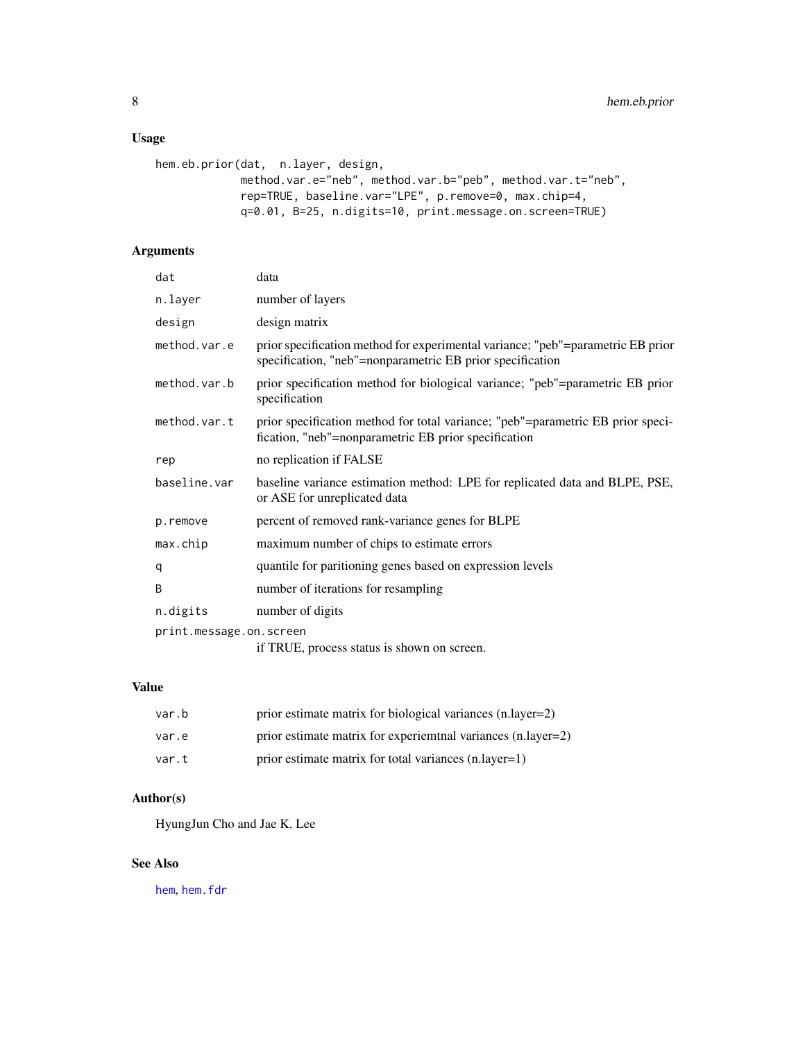## Usage

```
hem.eb.prior(dat,  n.layer, design,
             method.var.e="neb", method.var.b="peb", method.var.t="neb",
             rep=TRUE, baseline.var="LPE", p.remove=0, max.chip=4,
             q=0.01, B=25, n.digits=10, print.message.on.screen=TRUE)
```

## Arguments

| | |
|---|---|
| `dat` | data |
| `n.layer` | number of layers |
| `design` | design matrix |
| `method.var.e` | prior specification method for experimental variance; "peb"=parametric EB prior specification, "neb"=nonparametric EB prior specification |
| `method.var.b` | prior specification method for biological variance; "peb"=parametric EB prior specification |
| `method.var.t` | prior specification method for total variance; "peb"=parametric EB prior specification, "neb"=nonparametric EB prior specification |
| `rep` | no replication if FALSE |
| `baseline.var` | baseline variance estimation method: LPE for replicated data and BLPE, PSE, or ASE for unreplicated data |
| `p.remove` | percent of removed rank-variance genes for BLPE |
| `max.chip` | maximum number of chips to estimate errors |
| `q` | quantile for paritioning genes based on expression levels |
| `B` | number of iterations for resampling |
| `n.digits` | number of digits |
| `print.message.on.screen` | if TRUE, process status is shown on screen. |

## Value

| | |
|---|---|
| `var.b` | prior estimate matrix for biological variances (n.layer=2) |
| `var.e` | prior estimate matrix for experiemtnal variances (n.layer=2) |
| `var.t` | prior estimate matrix for total variances (n.layer=1) |

## Author(s)

HyungJun Cho and Jae K. Lee

## See Also

`hem`, `hem.fdr`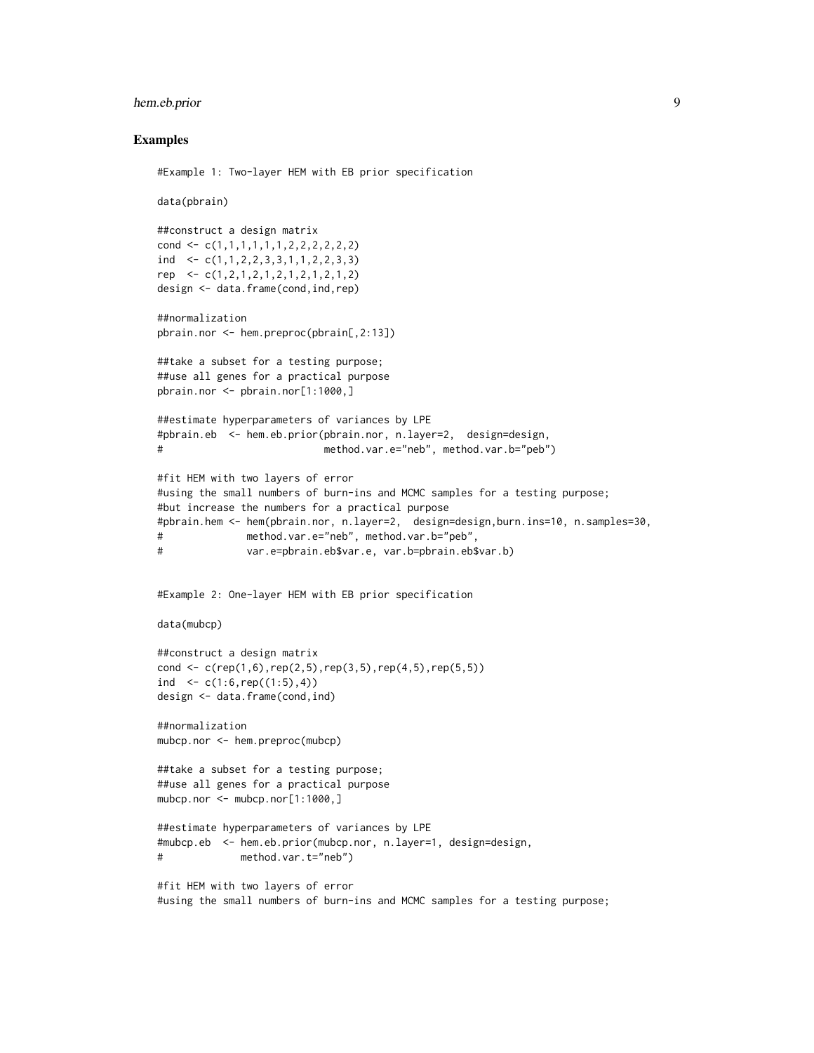### Examples

```
#Example 1: Two-layer HEM with EB prior specification

data(pbrain)

##construct a design matrix
cond <- c(1,1,1,1,1,1,2,2,2,2,2,2)
ind  <- c(1,1,2,2,3,3,1,1,2,2,3,3)
rep  <- c(1,2,1,2,1,2,1,2,1,2,1,2)
design <- data.frame(cond,ind,rep)

##normalization
pbrain.nor <- hem.preproc(pbrain[,2:13])

##take a subset for a testing purpose;
##use all genes for a practical purpose
pbrain.nor <- pbrain.nor[1:1000,]

##estimate hyperparameters of variances by LPE
#pbrain.eb  <- hem.eb.prior(pbrain.nor, n.layer=2,  design=design,
#                           method.var.e="neb", method.var.b="peb")

#fit HEM with two layers of error
#using the small numbers of burn-ins and MCMC samples for a testing purpose;
#but increase the numbers for a practical purpose
#pbrain.hem <- hem(pbrain.nor, n.layer=2,  design=design,burn.ins=10, n.samples=30,
#              method.var.e="neb", method.var.b="peb",
#              var.e=pbrain.eb$var.e, var.b=pbrain.eb$var.b)


#Example 2: One-layer HEM with EB prior specification

data(mubcp)

##construct a design matrix
cond <- c(rep(1,6),rep(2,5),rep(3,5),rep(4,5),rep(5,5))
ind  <- c(1:6,rep((1:5),4))
design <- data.frame(cond,ind)

##normalization
mubcp.nor <- hem.preproc(mubcp)

##take a subset for a testing purpose;
##use all genes for a practical purpose
mubcp.nor <- mubcp.nor[1:1000,]

##estimate hyperparameters of variances by LPE
#mubcp.eb  <- hem.eb.prior(mubcp.nor, n.layer=1, design=design,
#             method.var.t="neb")

#fit HEM with two layers of error
#using the small numbers of burn-ins and MCMC samples for a testing purpose;
```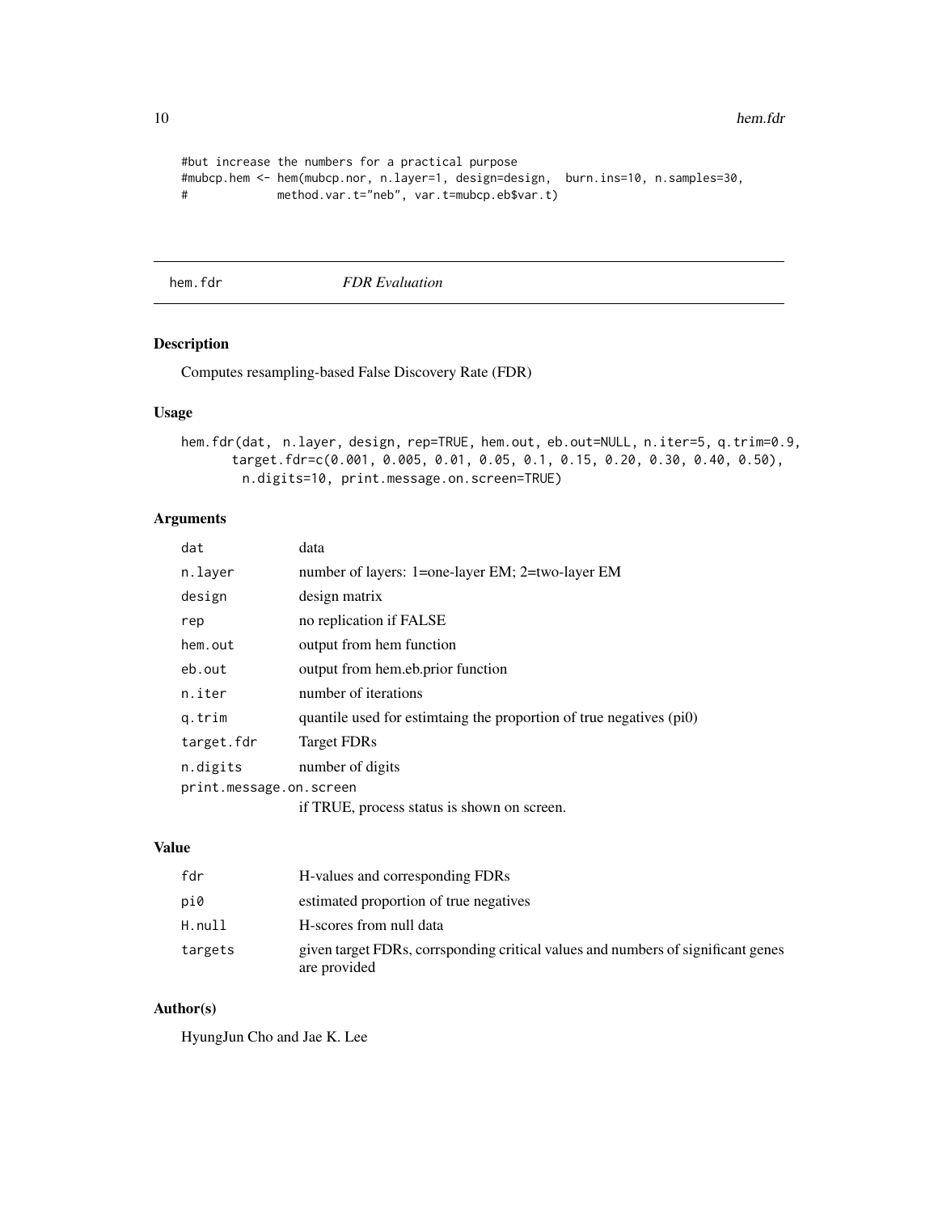```
#but increase the numbers for a practical purpose
#mubcp.hem <- hem(mubcp.nor, n.layer=1, design=design,  burn.ins=10, n.samples=30,
#              method.var.t="neb", var.t=mubcp.eb$var.t)
```

## hem.fdr *FDR Evaluation*

### Description

Computes resampling-based False Discovery Rate (FDR)

### Usage

```
hem.fdr(dat,  n.layer, design, rep=TRUE, hem.out, eb.out=NULL, n.iter=5, q.trim=0.9,
       target.fdr=c(0.001, 0.005, 0.01, 0.05, 0.1, 0.15, 0.20, 0.30, 0.40, 0.50),
        n.digits=10, print.message.on.screen=TRUE)
```

### Arguments

| | |
|---|---|
| `dat` | data |
| `n.layer` | number of layers: 1=one-layer EM; 2=two-layer EM |
| `design` | design matrix |
| `rep` | no replication if FALSE |
| `hem.out` | output from hem function |
| `eb.out` | output from hem.eb.prior function |
| `n.iter` | number of iterations |
| `q.trim` | quantile used for estimtaing the proportion of true negatives (pi0) |
| `target.fdr` | Target FDRs |
| `n.digits` | number of digits |
| `print.message.on.screen` | if TRUE, process status is shown on screen. |

### Value

| | |
|---|---|
| `fdr` | H-values and corresponding FDRs |
| `pi0` | estimated proportion of true negatives |
| `H.null` | H-scores from null data |
| `targets` | given target FDRs, corrsponding critical values and numbers of significant genes are provided |

### Author(s)

HyungJun Cho and Jae K. Lee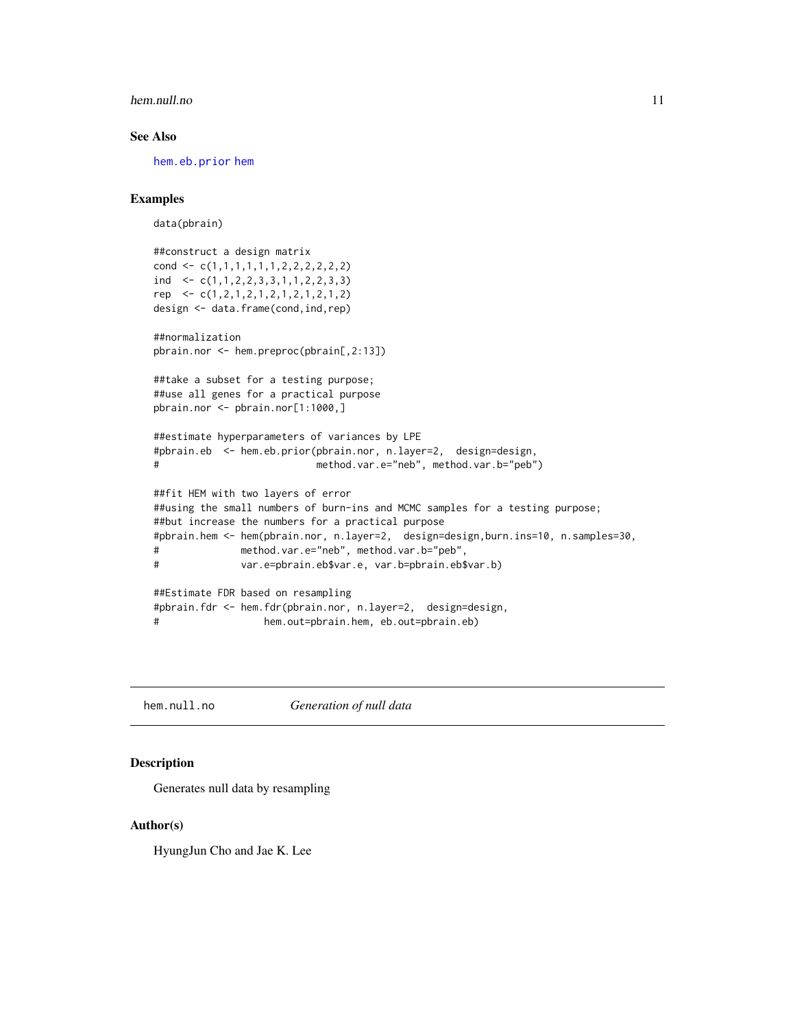## See Also

hem.eb.prior hem

## Examples

```
data(pbrain)

##construct a design matrix
cond <- c(1,1,1,1,1,1,2,2,2,2,2,2)
ind  <- c(1,1,2,2,3,3,1,1,2,2,3,3)
rep  <- c(1,2,1,2,1,2,1,2,1,2,1,2)
design <- data.frame(cond,ind,rep)

##normalization
pbrain.nor <- hem.preproc(pbrain[,2:13])

##take a subset for a testing purpose;
##use all genes for a practical purpose
pbrain.nor <- pbrain.nor[1:1000,]

##estimate hyperparameters of variances by LPE
#pbrain.eb  <- hem.eb.prior(pbrain.nor, n.layer=2,  design=design,
#                           method.var.e="neb", method.var.b="peb")

##fit HEM with two layers of error
##using the small numbers of burn-ins and MCMC samples for a testing purpose;
##but increase the numbers for a practical purpose
#pbrain.hem <- hem(pbrain.nor, n.layer=2,  design=design,burn.ins=10, n.samples=30,
#             method.var.e="neb", method.var.b="peb",
#             var.e=pbrain.eb$var.e, var.b=pbrain.eb$var.b)

##Estimate FDR based on resampling
#pbrain.fdr <- hem.fdr(pbrain.nor, n.layer=2,  design=design,
#                 hem.out=pbrain.hem, eb.out=pbrain.eb)
```

---

# hem.null.no *Generation of null data*

## Description

Generates null data by resampling

## Author(s)

HyungJun Cho and Jae K. Lee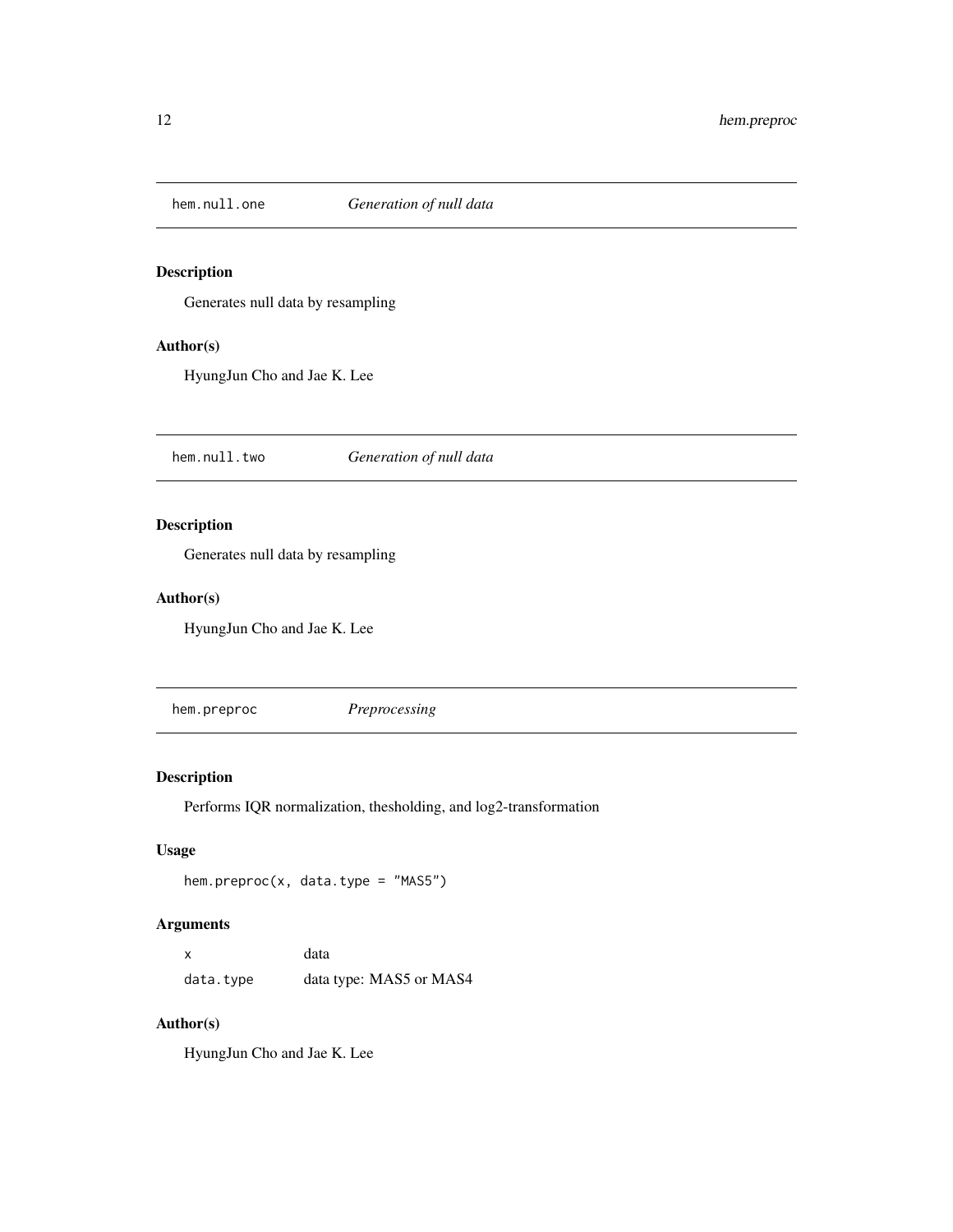## hem.null.one — *Generation of null data*

### Description

Generates null data by resampling

### Author(s)

HyungJun Cho and Jae K. Lee

## hem.null.two — *Generation of null data*

### Description

Generates null data by resampling

### Author(s)

HyungJun Cho and Jae K. Lee

## hem.preproc — *Preprocessing*

### Description

Performs IQR normalization, thesholding, and log2-transformation

### Usage

```
hem.preproc(x, data.type = "MAS5")
```

### Arguments

| | |
|---|---|
| x | data |
| data.type | data type: MAS5 or MAS4 |

### Author(s)

HyungJun Cho and Jae K. Lee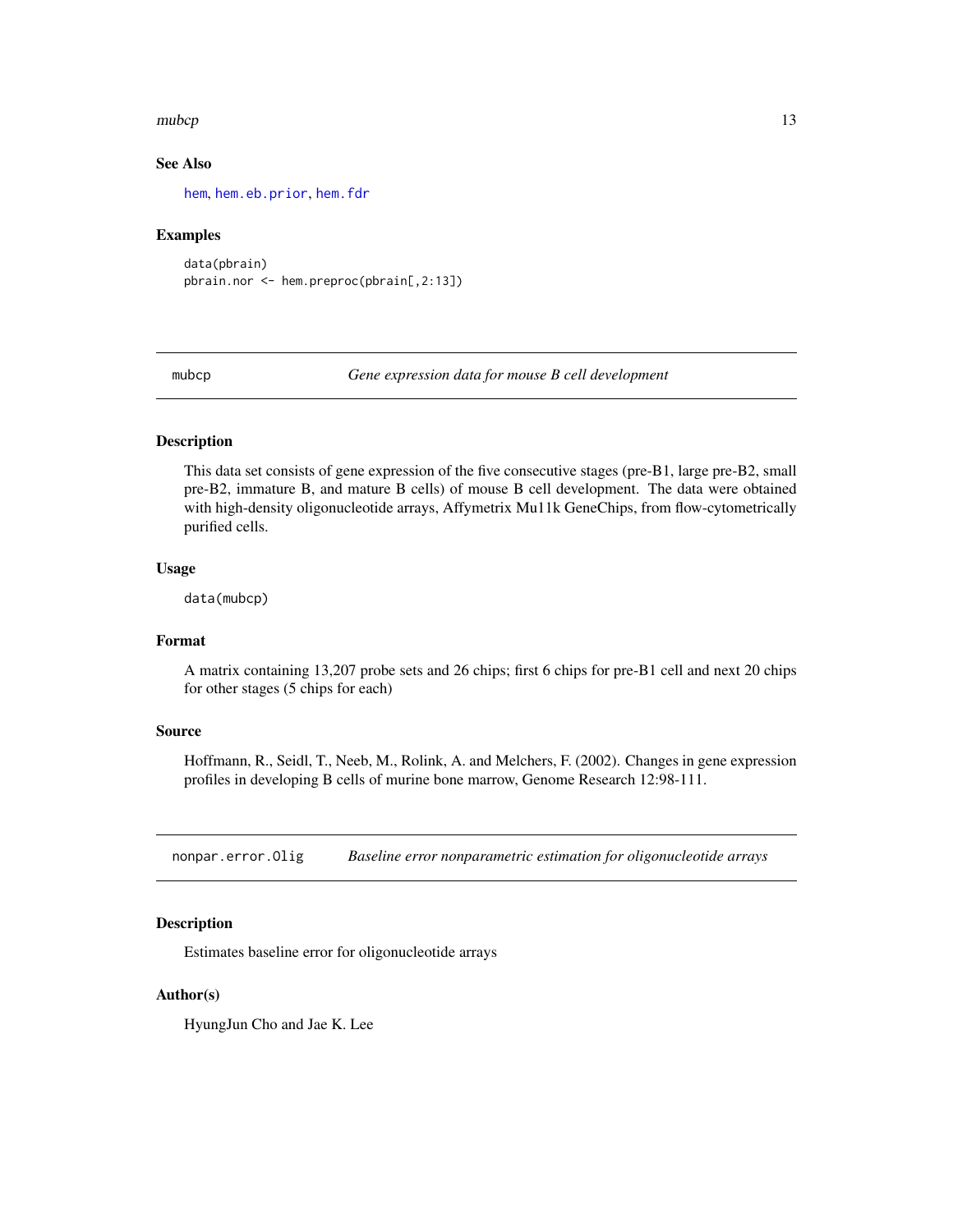### See Also

hem, hem.eb.prior, hem.fdr

### Examples

```
data(pbrain)
pbrain.nor <- hem.preproc(pbrain[,2:13])
```

---

## mubcp — *Gene expression data for mouse B cell development*

### Description

This data set consists of gene expression of the five consecutive stages (pre-B1, large pre-B2, small pre-B2, immature B, and mature B cells) of mouse B cell development. The data were obtained with high-density oligonucleotide arrays, Affymetrix Mu11k GeneChips, from flow-cytometrically purified cells.

### Usage

```
data(mubcp)
```

### Format

A matrix containing 13,207 probe sets and 26 chips; first 6 chips for pre-B1 cell and next 20 chips for other stages (5 chips for each)

### Source

Hoffmann, R., Seidl, T., Neeb, M., Rolink, A. and Melchers, F. (2002). Changes in gene expression profiles in developing B cells of murine bone marrow, Genome Research 12:98-111.

---

## nonpar.error.Olig — *Baseline error nonparametric estimation for oligonucleotide arrays*

### Description

Estimates baseline error for oligonucleotide arrays

### Author(s)

HyungJun Cho and Jae K. Lee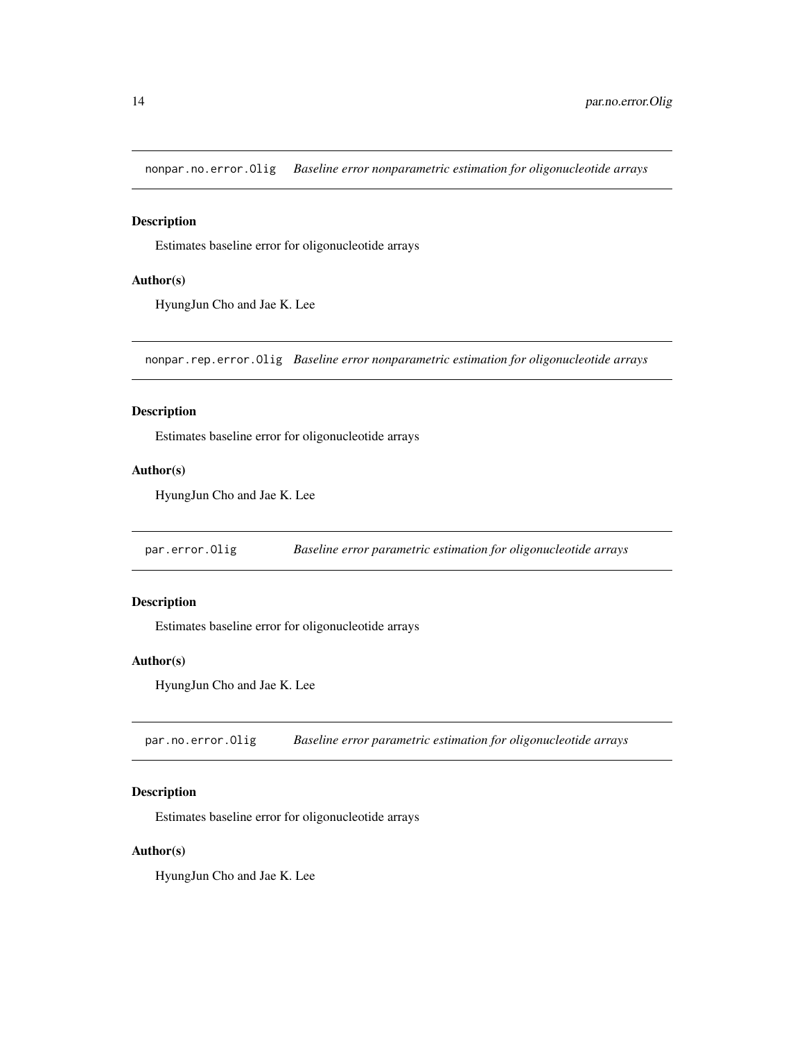## `nonpar.no.error.Olig` *Baseline error nonparametric estimation for oligonucleotide arrays*

### Description

Estimates baseline error for oligonucleotide arrays

### Author(s)

HyungJun Cho and Jae K. Lee

## `nonpar.rep.error.Olig` *Baseline error nonparametric estimation for oligonucleotide arrays*

### Description

Estimates baseline error for oligonucleotide arrays

### Author(s)

HyungJun Cho and Jae K. Lee

## `par.error.Olig` *Baseline error parametric estimation for oligonucleotide arrays*

### Description

Estimates baseline error for oligonucleotide arrays

### Author(s)

HyungJun Cho and Jae K. Lee

## `par.no.error.Olig` *Baseline error parametric estimation for oligonucleotide arrays*

### Description

Estimates baseline error for oligonucleotide arrays

### Author(s)

HyungJun Cho and Jae K. Lee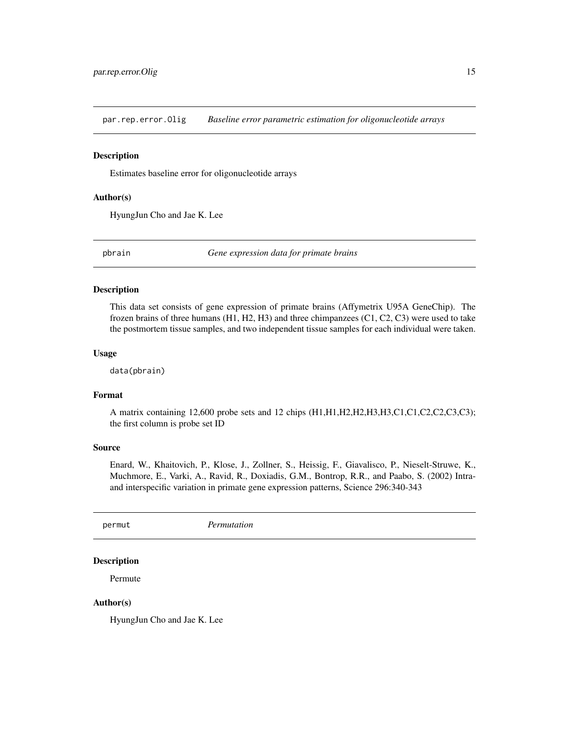## par.rep.error.Olig — *Baseline error parametric estimation for oligonucleotide arrays*

### Description

Estimates baseline error for oligonucleotide arrays

### Author(s)

HyungJun Cho and Jae K. Lee

## pbrain — *Gene expression data for primate brains*

### Description

This data set consists of gene expression of primate brains (Affymetrix U95A GeneChip). The frozen brains of three humans (H1, H2, H3) and three chimpanzees (C1, C2, C3) were used to take the postmortem tissue samples, and two independent tissue samples for each individual were taken.

### Usage

```
data(pbrain)
```

### Format

A matrix containing 12,600 probe sets and 12 chips (H1,H1,H2,H2,H3,H3,C1,C1,C2,C2,C3,C3); the first column is probe set ID

### Source

Enard, W., Khaitovich, P., Klose, J., Zollner, S., Heissig, F., Giavalisco, P., Nieselt-Struwe, K., Muchmore, E., Varki, A., Ravid, R., Doxiadis, G.M., Bontrop, R.R., and Paabo, S. (2002) Intra- and interspecific variation in primate gene expression patterns, Science 296:340-343

## permut — *Permutation*

### Description

Permute

### Author(s)

HyungJun Cho and Jae K. Lee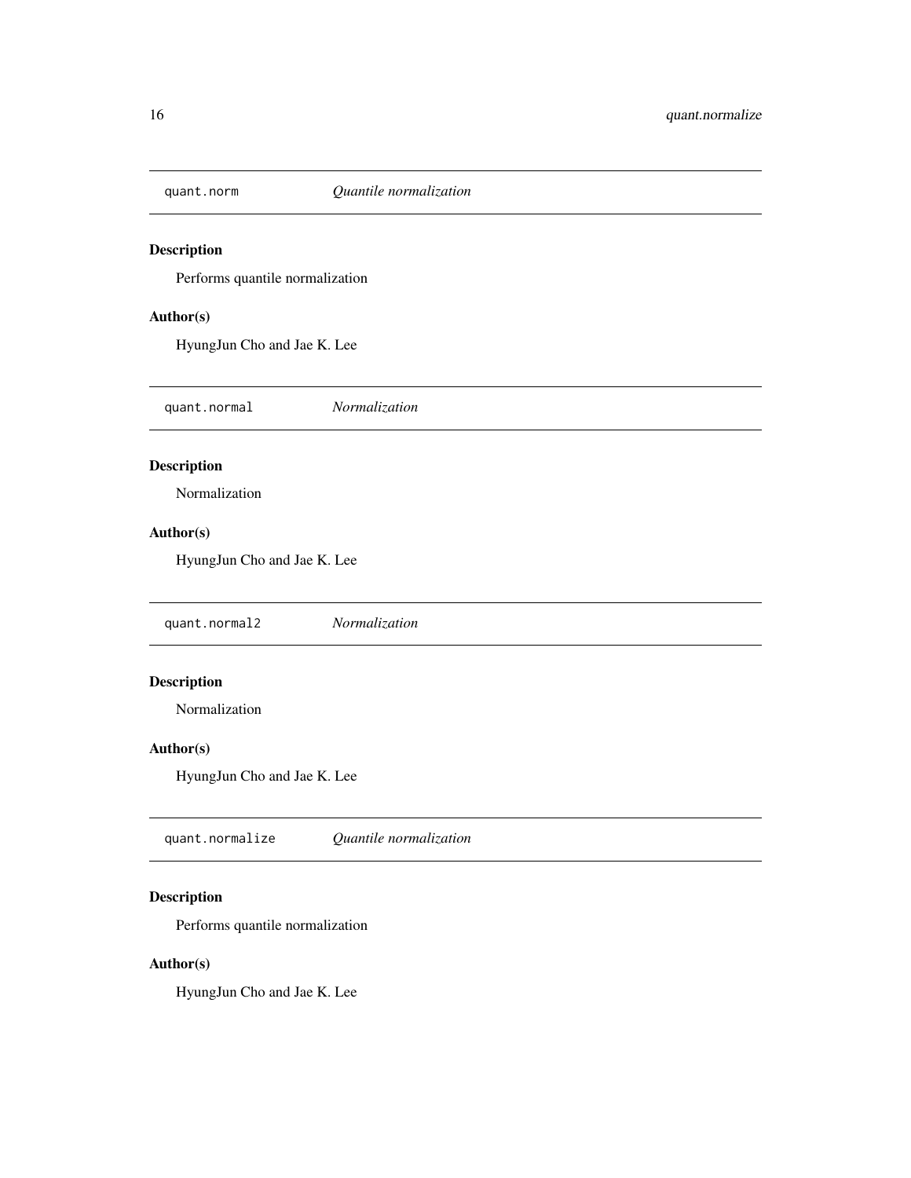## quant.norm — *Quantile normalization*

### Description

Performs quantile normalization

### Author(s)

HyungJun Cho and Jae K. Lee

## quant.normal — *Normalization*

### Description

Normalization

### Author(s)

HyungJun Cho and Jae K. Lee

## quant.normal2 — *Normalization*

### Description

Normalization

### Author(s)

HyungJun Cho and Jae K. Lee

## quant.normalize — *Quantile normalization*

### Description

Performs quantile normalization

### Author(s)

HyungJun Cho and Jae K. Lee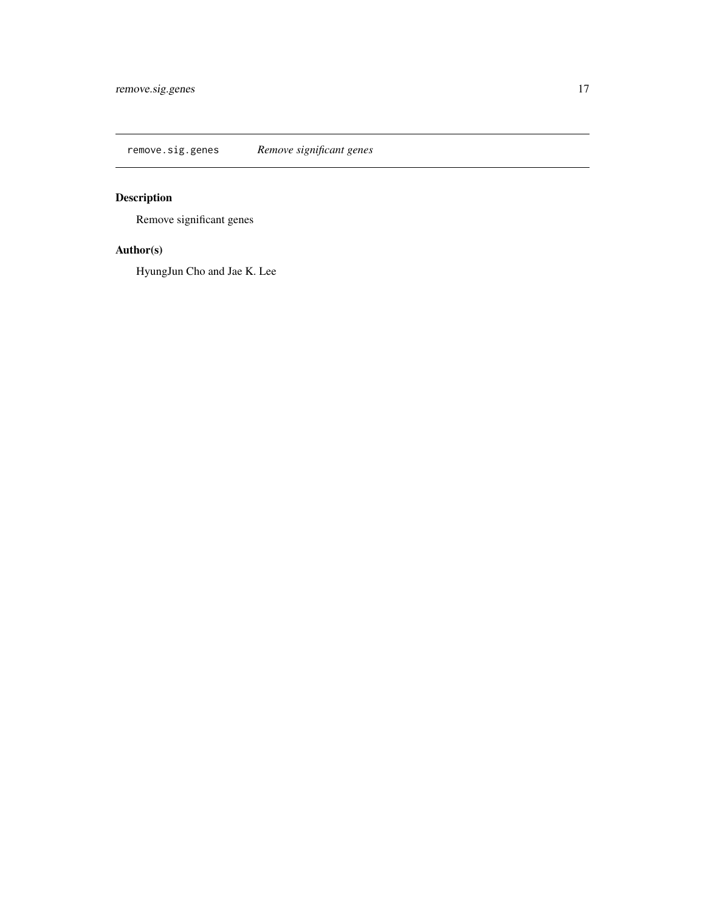## remove.sig.genes — *Remove significant genes*

### Description

Remove significant genes

### Author(s)

HyungJun Cho and Jae K. Lee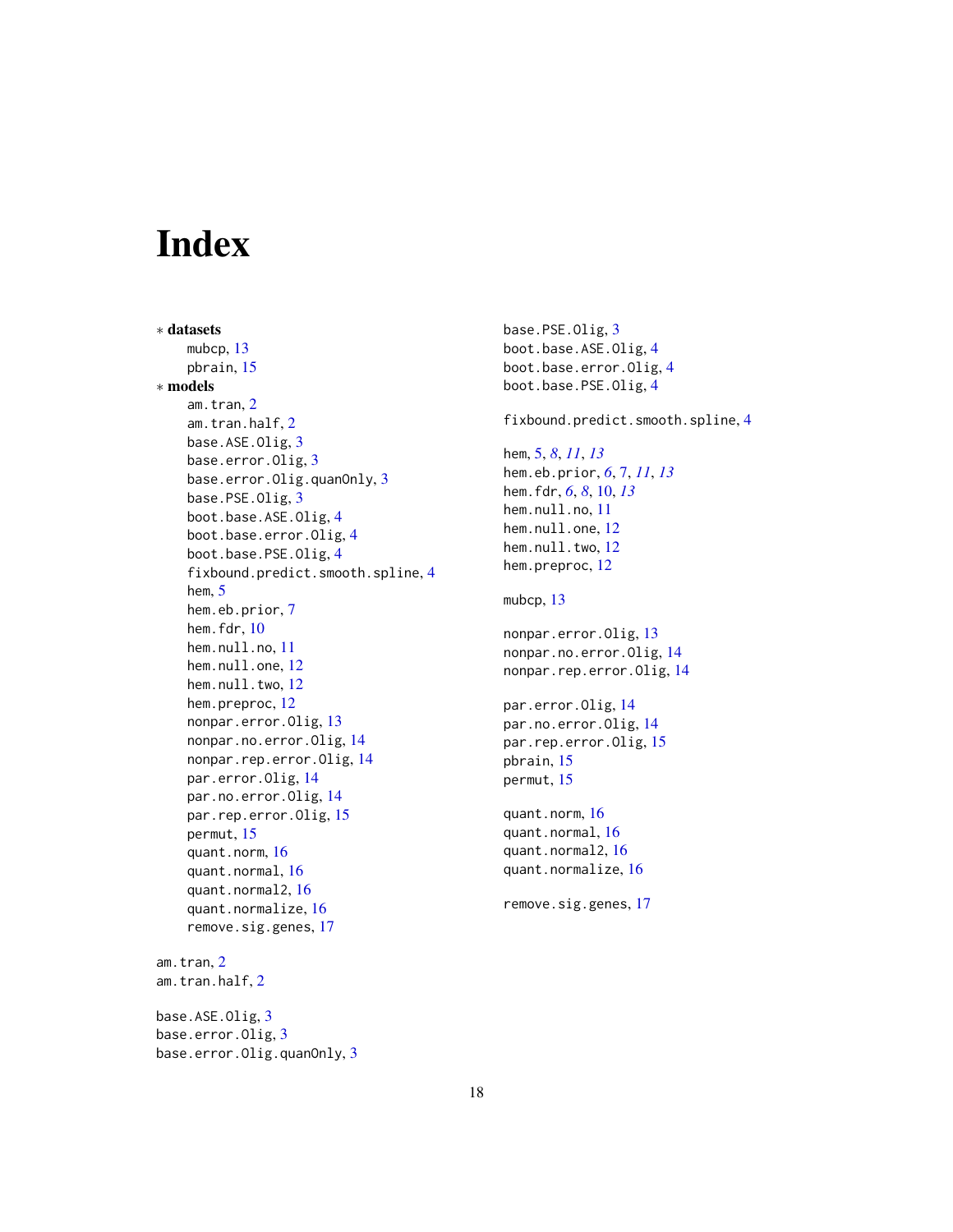# Index

∗ **datasets**
- mubcp, 13
- pbrain, 15

∗ **models**
- am.tran, 2
- am.tran.half, 2
- base.ASE.Olig, 3
- base.error.Olig, 3
- base.error.Olig.quanOnly, 3
- base.PSE.Olig, 3
- boot.base.ASE.Olig, 4
- boot.base.error.Olig, 4
- boot.base.PSE.Olig, 4
- fixbound.predict.smooth.spline, 4
- hem, 5
- hem.eb.prior, 7
- hem.fdr, 10
- hem.null.no, 11
- hem.null.one, 12
- hem.null.two, 12
- hem.preproc, 12
- nonpar.error.Olig, 13
- nonpar.no.error.Olig, 14
- nonpar.rep.error.Olig, 14
- par.error.Olig, 14
- par.no.error.Olig, 14
- par.rep.error.Olig, 15
- permut, 15
- quant.norm, 16
- quant.normal, 16
- quant.normal2, 16
- quant.normalize, 16
- remove.sig.genes, 17

am.tran, 2
am.tran.half, 2

base.ASE.Olig, 3
base.error.Olig, 3
base.error.Olig.quanOnly, 3
base.PSE.Olig, 3
boot.base.ASE.Olig, 4
boot.base.error.Olig, 4
boot.base.PSE.Olig, 4

fixbound.predict.smooth.spline, 4

hem, 5, *8*, *11*, *13*
hem.eb.prior, *6*, 7, *11*, *13*
hem.fdr, *6*, *8*, 10, *13*
hem.null.no, 11
hem.null.one, 12
hem.null.two, 12
hem.preproc, 12

mubcp, 13

nonpar.error.Olig, 13
nonpar.no.error.Olig, 14
nonpar.rep.error.Olig, 14

par.error.Olig, 14
par.no.error.Olig, 14
par.rep.error.Olig, 15
pbrain, 15
permut, 15

quant.norm, 16
quant.normal, 16
quant.normal2, 16
quant.normalize, 16

remove.sig.genes, 17